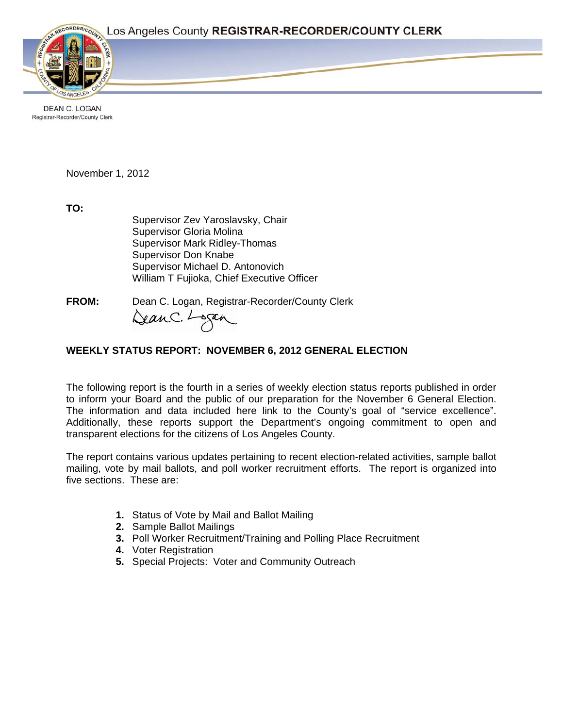Los Angeles County **REGISTRAR-RECORDER/COUNTY CLERK**

DEAN C. LOGAN
Registrar-Recorder/County Clerk

November 1, 2012

**TO:**

Supervisor Zev Yaroslavsky, Chair
Supervisor Gloria Molina
Supervisor Mark Ridley-Thomas
Supervisor Don Knabe
Supervisor Michael D. Antonovich
William T Fujioka, Chief Executive Officer

**FROM:** Dean C. Logan, Registrar-Recorder/County Clerk

**WEEKLY STATUS REPORT: NOVEMBER 6, 2012 GENERAL ELECTION**

The following report is the fourth in a series of weekly election status reports published in order to inform your Board and the public of our preparation for the November 6 General Election. The information and data included here link to the County's goal of "service excellence". Additionally, these reports support the Department's ongoing commitment to open and transparent elections for the citizens of Los Angeles County.

The report contains various updates pertaining to recent election-related activities, sample ballot mailing, vote by mail ballots, and poll worker recruitment efforts. The report is organized into five sections. These are:

1. Status of Vote by Mail and Ballot Mailing
2. Sample Ballot Mailings
3. Poll Worker Recruitment/Training and Polling Place Recruitment
4. Voter Registration
5. Special Projects: Voter and Community Outreach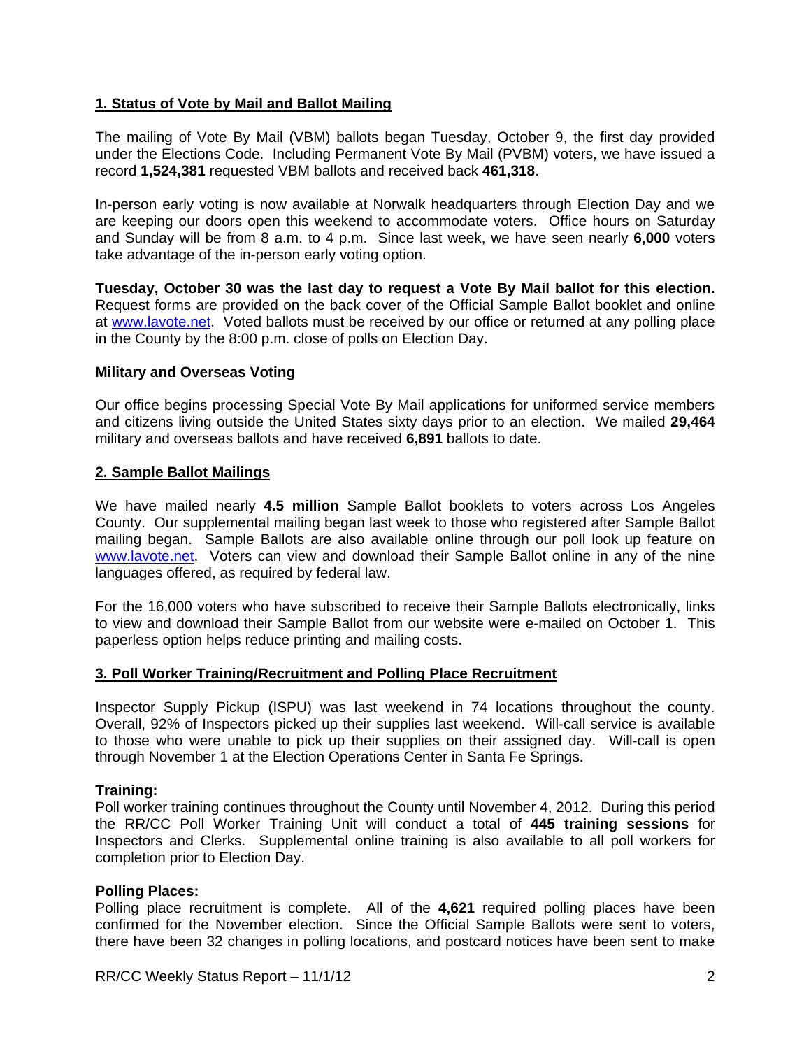## 1. Status of Vote by Mail and Ballot Mailing

The mailing of Vote By Mail (VBM) ballots began Tuesday, October 9, the first day provided under the Elections Code. Including Permanent Vote By Mail (PVBM) voters, we have issued a record **1,524,381** requested VBM ballots and received back **461,318**.

In-person early voting is now available at Norwalk headquarters through Election Day and we are keeping our doors open this weekend to accommodate voters. Office hours on Saturday and Sunday will be from 8 a.m. to 4 p.m. Since last week, we have seen nearly **6,000** voters take advantage of the in-person early voting option.

**Tuesday, October 30 was the last day to request a Vote By Mail ballot for this election.** Request forms are provided on the back cover of the Official Sample Ballot booklet and online at www.lavote.net. Voted ballots must be received by our office or returned at any polling place in the County by the 8:00 p.m. close of polls on Election Day.

### Military and Overseas Voting

Our office begins processing Special Vote By Mail applications for uniformed service members and citizens living outside the United States sixty days prior to an election. We mailed **29,464** military and overseas ballots and have received **6,891** ballots to date.

## 2. Sample Ballot Mailings

We have mailed nearly **4.5 million** Sample Ballot booklets to voters across Los Angeles County. Our supplemental mailing began last week to those who registered after Sample Ballot mailing began. Sample Ballots are also available online through our poll look up feature on www.lavote.net. Voters can view and download their Sample Ballot online in any of the nine languages offered, as required by federal law.

For the 16,000 voters who have subscribed to receive their Sample Ballots electronically, links to view and download their Sample Ballot from our website were e-mailed on October 1. This paperless option helps reduce printing and mailing costs.

## 3. Poll Worker Training/Recruitment and Polling Place Recruitment

Inspector Supply Pickup (ISPU) was last weekend in 74 locations throughout the county. Overall, 92% of Inspectors picked up their supplies last weekend. Will-call service is available to those who were unable to pick up their supplies on their assigned day. Will-call is open through November 1 at the Election Operations Center in Santa Fe Springs.

### Training:

Poll worker training continues throughout the County until November 4, 2012. During this period the RR/CC Poll Worker Training Unit will conduct a total of **445 training sessions** for Inspectors and Clerks. Supplemental online training is also available to all poll workers for completion prior to Election Day.

### Polling Places:

Polling place recruitment is complete. All of the **4,621** required polling places have been confirmed for the November election. Since the Official Sample Ballots were sent to voters, there have been 32 changes in polling locations, and postcard notices have been sent to make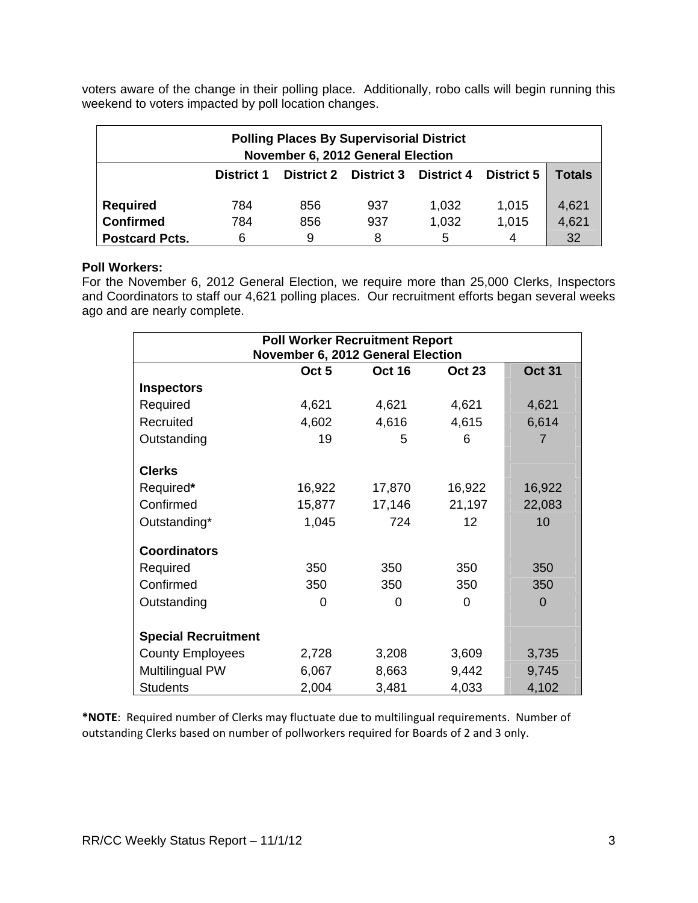voters aware of the change in their polling place. Additionally, robo calls will begin running this weekend to voters impacted by poll location changes.

| **Polling Places By Supervisorial District November 6, 2012 General Election** | | | | | | |
|---|---|---|---|---|---|---|
| | **District 1** | **District 2** | **District 3** | **District 4** | **District 5** | **Totals** |
| **Required** | 784 | 856 | 937 | 1,032 | 1,015 | 4,621 |
| **Confirmed** | 784 | 856 | 937 | 1,032 | 1,015 | 4,621 |
| **Postcard Pcts.** | 6 | 9 | 8 | 5 | 4 | 32 |

**Poll Workers:**
For the November 6, 2012 General Election, we require more than 25,000 Clerks, Inspectors and Coordinators to staff our 4,621 polling places. Our recruitment efforts began several weeks ago and are nearly complete.

| **Poll Worker Recruitment Report November 6, 2012 General Election** | | | | |
|---|---|---|---|---|
| | **Oct 5** | **Oct 16** | **Oct 23** | **Oct 31** |
| **Inspectors** | | | | |
| Required | 4,621 | 4,621 | 4,621 | 4,621 |
| Recruited | 4,602 | 4,616 | 4,615 | 6,614 |
| Outstanding | 19 | 5 | 6 | 7 |
| **Clerks** | | | | |
| Required* | 16,922 | 17,870 | 16,922 | 16,922 |
| Confirmed | 15,877 | 17,146 | 21,197 | 22,083 |
| Outstanding* | 1,045 | 724 | 12 | 10 |
| **Coordinators** | | | | |
| Required | 350 | 350 | 350 | 350 |
| Confirmed | 350 | 350 | 350 | 350 |
| Outstanding | 0 | 0 | 0 | 0 |
| **Special Recruitment** | | | | |
| County Employees | 2,728 | 3,208 | 3,609 | 3,735 |
| Multilingual PW | 6,067 | 8,663 | 9,442 | 9,745 |
| Students | 2,004 | 3,481 | 4,033 | 4,102 |

***NOTE**: Required number of Clerks may fluctuate due to multilingual requirements. Number of outstanding Clerks based on number of pollworkers required for Boards of 2 and 3 only.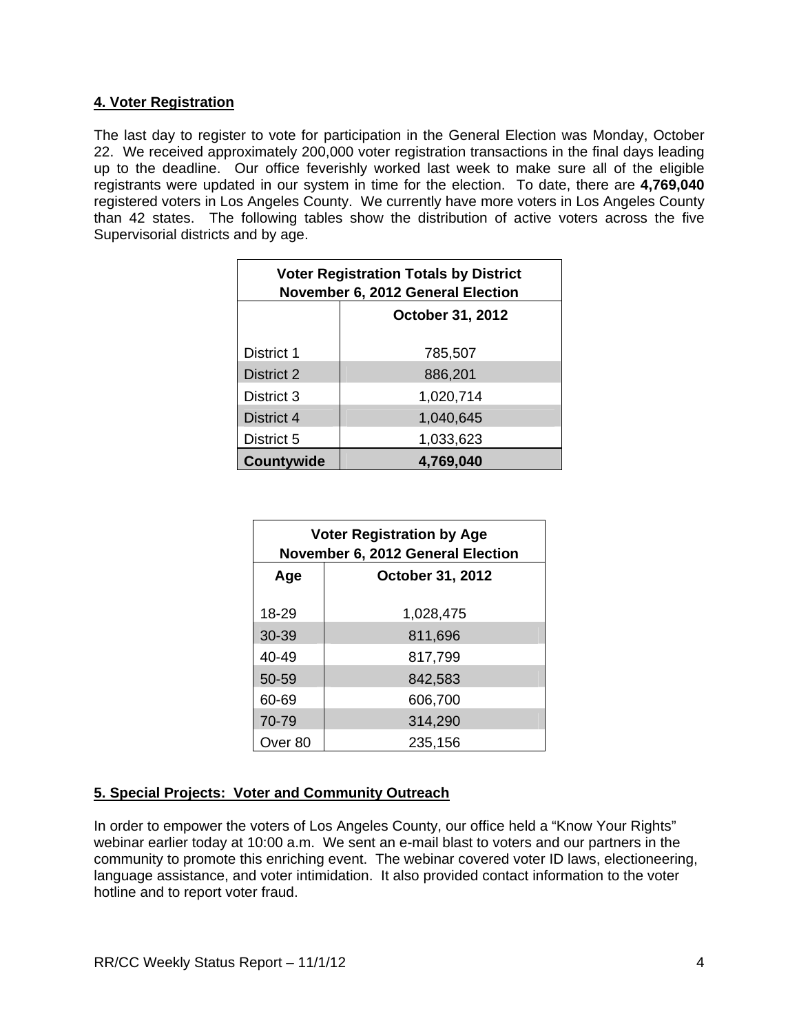## 4. Voter Registration

The last day to register to vote for participation in the General Election was Monday, October 22. We received approximately 200,000 voter registration transactions in the final days leading up to the deadline. Our office feverishly worked last week to make sure all of the eligible registrants were updated in our system in time for the election. To date, there are **4,769,040** registered voters in Los Angeles County. We currently have more voters in Los Angeles County than 42 states. The following tables show the distribution of active voters across the five Supervisorial districts and by age.

| Voter Registration Totals by District November 6, 2012 General Election | |
|---|---|
| | **October 31, 2012** |
| District 1 | 785,507 |
| District 2 | 886,201 |
| District 3 | 1,020,714 |
| District 4 | 1,040,645 |
| District 5 | 1,033,623 |
| **Countywide** | **4,769,040** |

| Voter Registration by Age November 6, 2012 General Election | |
|---|---|
| **Age** | **October 31, 2012** |
| 18-29 | 1,028,475 |
| 30-39 | 811,696 |
| 40-49 | 817,799 |
| 50-59 | 842,583 |
| 60-69 | 606,700 |
| 70-79 | 314,290 |
| Over 80 | 235,156 |

## 5. Special Projects: Voter and Community Outreach

In order to empower the voters of Los Angeles County, our office held a "Know Your Rights" webinar earlier today at 10:00 a.m. We sent an e-mail blast to voters and our partners in the community to promote this enriching event. The webinar covered voter ID laws, electioneering, language assistance, and voter intimidation. It also provided contact information to the voter hotline and to report voter fraud.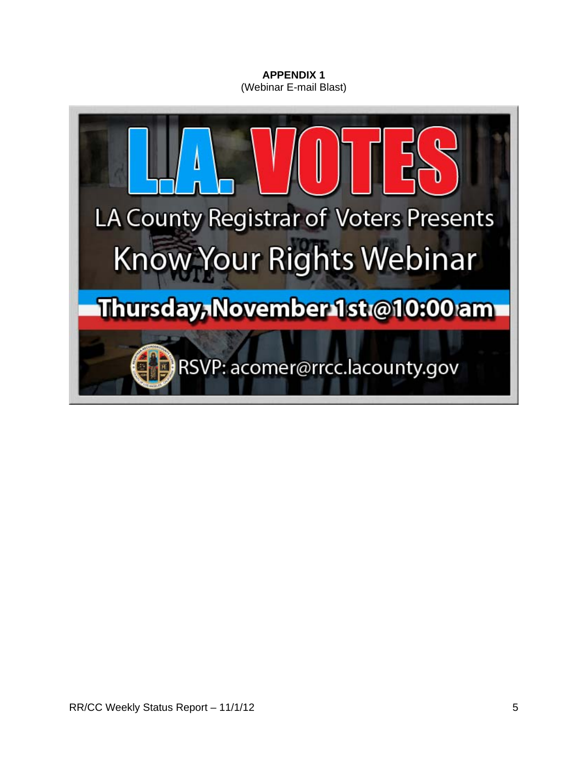**APPENDIX 1**
(Webinar E-mail Blast)

L.A. VOTES

LA County Registrar of Voters Presents

Know Your Rights Webinar

Thursday, November 1st @10:00 am

RSVP: acomer@rrcc.lacounty.gov